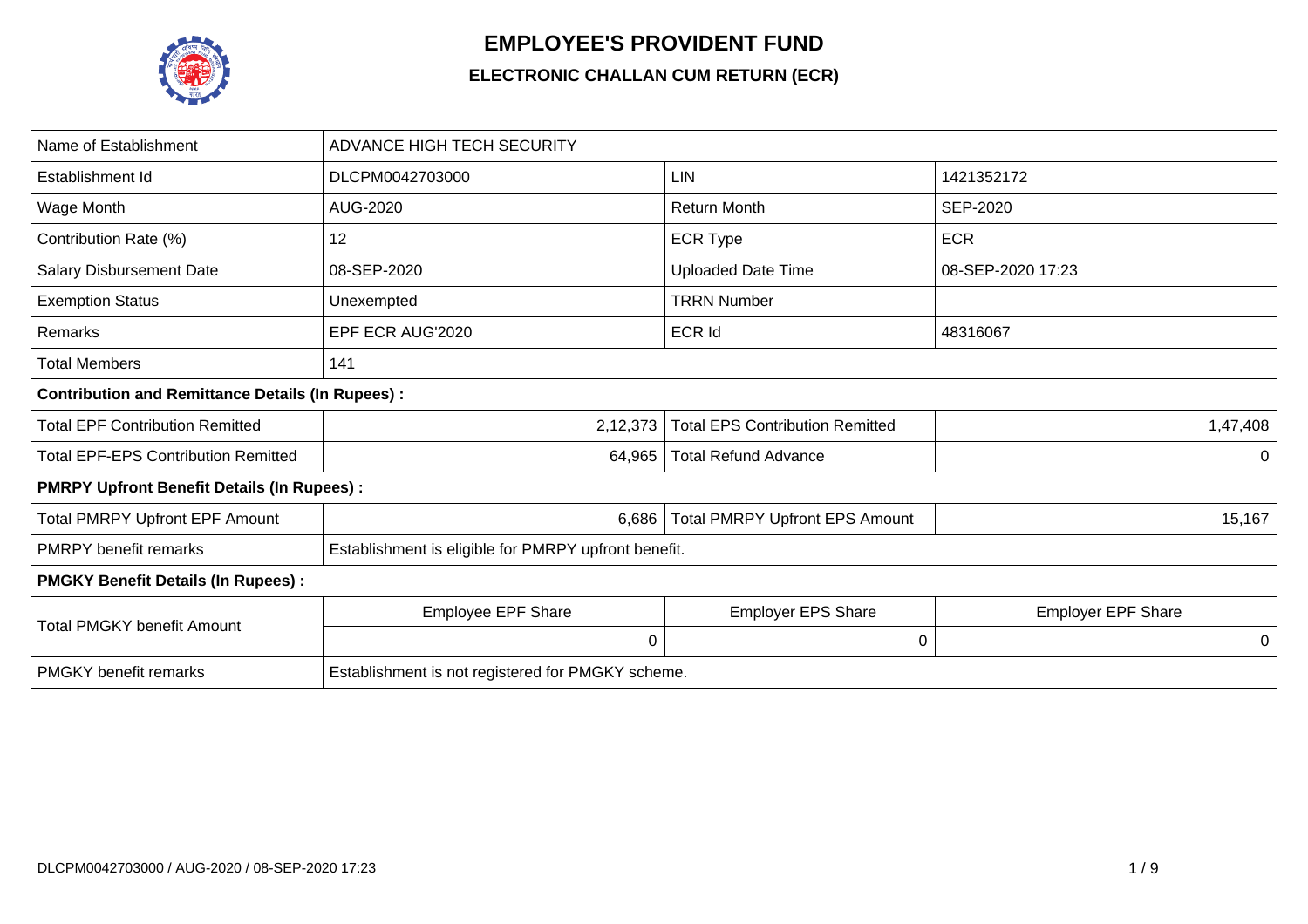# EMPLOYEE'S PROVIDENT FUND

## ELECTRONIC CHALLAN CUM RETURN (ECR)

| Name of Establishment | ADVANCE HIGH TECH SECURITY | | |
|---|---|---|---|
| Establishment Id | DLCPM0042703000 | LIN | 1421352172 |
| Wage Month | AUG-2020 | Return Month | SEP-2020 |
| Contribution Rate (%) | 12 | ECR Type | ECR |
| Salary Disbursement Date | 08-SEP-2020 | Uploaded Date Time | 08-SEP-2020 17:23 |
| Exemption Status | Unexempted | TRRN Number | |
| Remarks | EPF ECR AUG'2020 | ECR Id | 48316067 |
| Total Members | 141 | | |
| **Contribution and Remittance Details (In Rupees) :** | | | |
| Total EPF Contribution Remitted | 2,12,373 | Total EPS Contribution Remitted | 1,47,408 |
| Total EPF-EPS Contribution Remitted | 64,965 | Total Refund Advance | 0 |
| **PMRPY Upfront Benefit Details (In Rupees) :** | | | |
| Total PMRPY Upfront EPF Amount | 6,686 | Total PMRPY Upfront EPS Amount | 15,167 |
| PMRPY benefit remarks | Establishment is eligible for PMRPY upfront benefit. | | |
| **PMGKY Benefit Details (In Rupees) :** | | | |
| Total PMGKY benefit Amount | Employee EPF Share | Employer EPS Share | Employer EPF Share |
| | 0 | 0 | 0 |
| PMGKY benefit remarks | Establishment is not registered for PMGKY scheme. | | |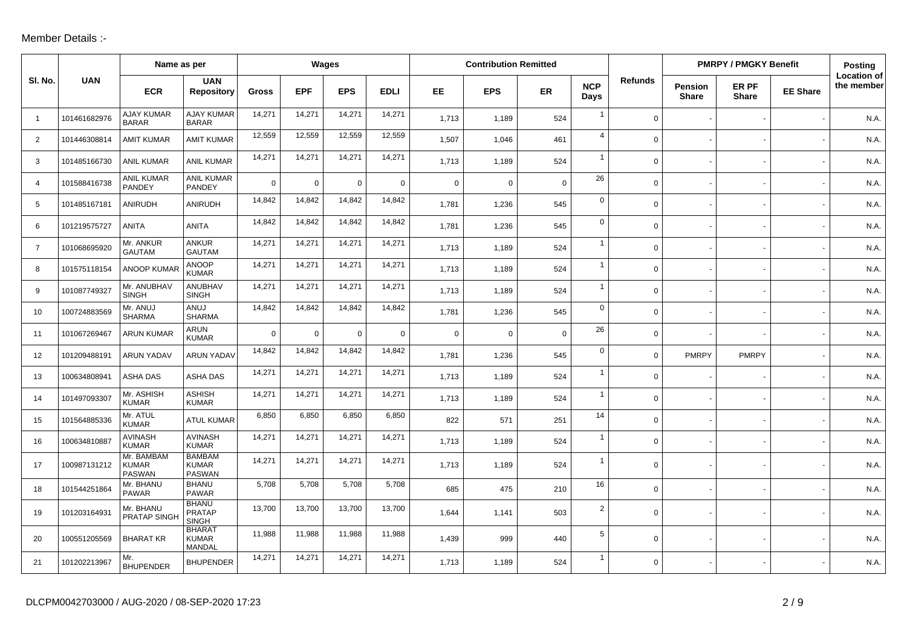Member Details :-

| Sl. No. | UAN | Name as per | | Wages | | | | Contribution Remitted | | | | Refunds | PMRPY / PMGKY Benefit | | | Posting Location of the member |
|---|---|---|---|---|---|---|---|---|---|---|---|---|---|---|---|---|
| | | ECR | UAN Repository | Gross | EPF | EPS | EDLI | EE | EPS | ER | NCP Days | | Pension Share | ER PF Share | EE Share | |
| 1 | 101461682976 | AJAY KUMAR BARAR | AJAY KUMAR BARAR | 14,271 | 14,271 | 14,271 | 14,271 | 1,713 | 1,189 | 524 | 1 | 0 | - | - | - | N.A. |
| 2 | 101446308814 | AMIT KUMAR | AMIT KUMAR | 12,559 | 12,559 | 12,559 | 12,559 | 1,507 | 1,046 | 461 | 4 | 0 | - | - | - | N.A. |
| 3 | 101485166730 | ANIL KUMAR | ANIL KUMAR | 14,271 | 14,271 | 14,271 | 14,271 | 1,713 | 1,189 | 524 | 1 | 0 | - | - | - | N.A. |
| 4 | 101588416738 | ANIL KUMAR PANDEY | ANIL KUMAR PANDEY | 0 | 0 | 0 | 0 | 0 | 0 | 0 | 26 | 0 | - | - | - | N.A. |
| 5 | 101485167181 | ANIRUDH | ANIRUDH | 14,842 | 14,842 | 14,842 | 14,842 | 1,781 | 1,236 | 545 | 0 | 0 | - | - | - | N.A. |
| 6 | 101219575727 | ANITA | ANITA | 14,842 | 14,842 | 14,842 | 14,842 | 1,781 | 1,236 | 545 | 0 | 0 | - | - | - | N.A. |
| 7 | 101068695920 | Mr. ANKUR GAUTAM | ANKUR GAUTAM | 14,271 | 14,271 | 14,271 | 14,271 | 1,713 | 1,189 | 524 | 1 | 0 | - | - | - | N.A. |
| 8 | 101575118154 | ANOOP KUMAR | ANOOP KUMAR | 14,271 | 14,271 | 14,271 | 14,271 | 1,713 | 1,189 | 524 | 1 | 0 | - | - | - | N.A. |
| 9 | 101087749327 | Mr. ANUBHAV SINGH | ANUBHAV SINGH | 14,271 | 14,271 | 14,271 | 14,271 | 1,713 | 1,189 | 524 | 1 | 0 | - | - | - | N.A. |
| 10 | 100724883569 | Mr. ANUJ SHARMA | ANUJ SHARMA | 14,842 | 14,842 | 14,842 | 14,842 | 1,781 | 1,236 | 545 | 0 | 0 | - | - | - | N.A. |
| 11 | 101067269467 | ARUN KUMAR | ARUN KUMAR | 0 | 0 | 0 | 0 | 0 | 0 | 0 | 26 | 0 | - | - | - | N.A. |
| 12 | 101209488191 | ARUN YADAV | ARUN YADAV | 14,842 | 14,842 | 14,842 | 14,842 | 1,781 | 1,236 | 545 | 0 | 0 | PMRPY | PMRPY | - | N.A. |
| 13 | 100634808941 | ASHA DAS | ASHA DAS | 14,271 | 14,271 | 14,271 | 14,271 | 1,713 | 1,189 | 524 | 1 | 0 | - | - | - | N.A. |
| 14 | 101497093307 | Mr. ASHISH KUMAR | ASHISH KUMAR | 14,271 | 14,271 | 14,271 | 14,271 | 1,713 | 1,189 | 524 | 1 | 0 | - | - | - | N.A. |
| 15 | 101564885336 | Mr. ATUL KUMAR | ATUL KUMAR | 6,850 | 6,850 | 6,850 | 6,850 | 822 | 571 | 251 | 14 | 0 | - | - | - | N.A. |
| 16 | 100634810887 | AVINASH KUMAR | AVINASH KUMAR | 14,271 | 14,271 | 14,271 | 14,271 | 1,713 | 1,189 | 524 | 1 | 0 | - | - | - | N.A. |
| 17 | 100987131212 | Mr. BAMBAM KUMAR PASWAN | BAMBAM KUMAR PASWAN | 14,271 | 14,271 | 14,271 | 14,271 | 1,713 | 1,189 | 524 | 1 | 0 | - | - | - | N.A. |
| 18 | 101544251864 | Mr. BHANU PAWAR | BHANU PAWAR | 5,708 | 5,708 | 5,708 | 5,708 | 685 | 475 | 210 | 16 | 0 | - | - | - | N.A. |
| 19 | 101203164931 | Mr. BHANU PRATAP SINGH | BHANU PRATAP SINGH | 13,700 | 13,700 | 13,700 | 13,700 | 1,644 | 1,141 | 503 | 2 | 0 | - | - | - | N.A. |
| 20 | 100551205569 | BHARAT KR | BHARAT KUMAR MANDAL | 11,988 | 11,988 | 11,988 | 11,988 | 1,439 | 999 | 440 | 5 | 0 | - | - | - | N.A. |
| 21 | 101202213967 | Mr. BHUPENDER | BHUPENDER | 14,271 | 14,271 | 14,271 | 14,271 | 1,713 | 1,189 | 524 | 1 | 0 | - | - | - | N.A. |

DLCPM0042703000 / AUG-2020 / 08-SEP-2020 17:23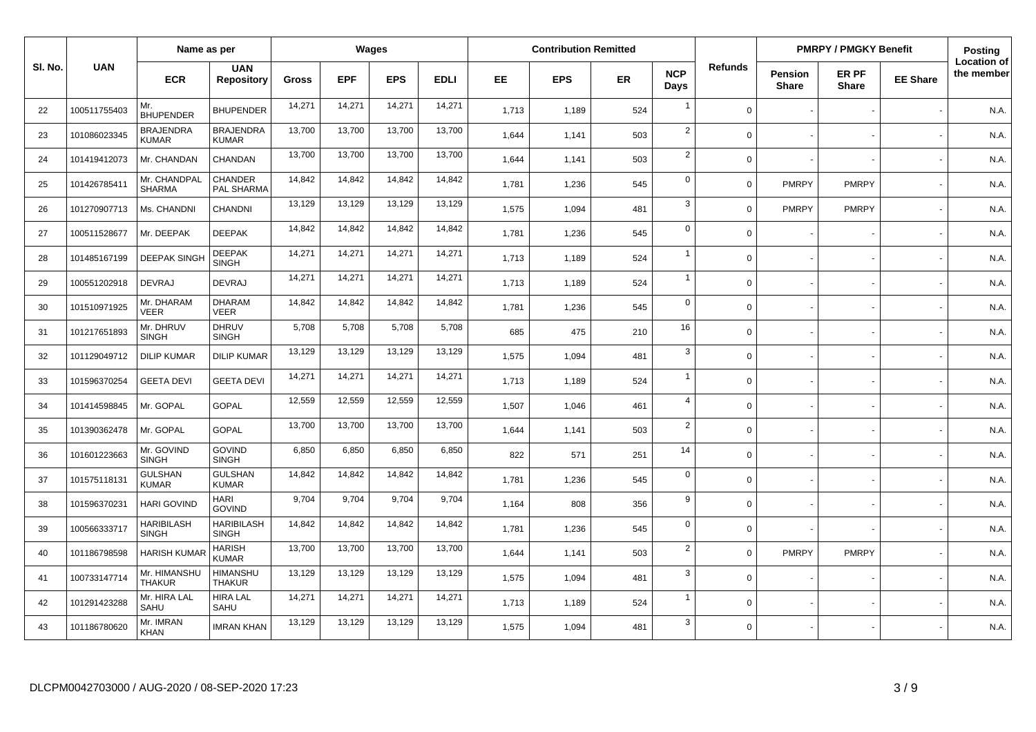| Sl. No. | UAN | Name as per | | Wages | | | | Contribution Remitted | | | | Refunds | PMRPY / PMGKY Benefit | | | Posting Location of the member |
|---|---|---|---|---|---|---|---|---|---|---|---|---|---|---|---|---|
| | | ECR | UAN Repository | Gross | EPF | EPS | EDLI | EE | EPS | ER | NCP Days | | Pension Share | ER PF Share | EE Share | |
| 22 | 100511755403 | Mr. BHUPENDER | BHUPENDER | 14,271 | 14,271 | 14,271 | 14,271 | 1,713 | 1,189 | 524 | 1 | 0 | - | - | - | N.A. |
| 23 | 101086023345 | BRAJENDRA KUMAR | BRAJENDRA KUMAR | 13,700 | 13,700 | 13,700 | 13,700 | 1,644 | 1,141 | 503 | 2 | 0 | - | - | - | N.A. |
| 24 | 101419412073 | Mr. CHANDAN | CHANDAN | 13,700 | 13,700 | 13,700 | 13,700 | 1,644 | 1,141 | 503 | 2 | 0 | - | - | - | N.A. |
| 25 | 101426785411 | Mr. CHANDPAL SHARMA | CHANDER PAL SHARMA | 14,842 | 14,842 | 14,842 | 14,842 | 1,781 | 1,236 | 545 | 0 | 0 | PMRPY | PMRPY | - | N.A. |
| 26 | 101270907713 | Ms. CHANDNI | CHANDNI | 13,129 | 13,129 | 13,129 | 13,129 | 1,575 | 1,094 | 481 | 3 | 0 | PMRPY | PMRPY | - | N.A. |
| 27 | 100511528677 | Mr. DEEPAK | DEEPAK | 14,842 | 14,842 | 14,842 | 14,842 | 1,781 | 1,236 | 545 | 0 | 0 | - | - | - | N.A. |
| 28 | 101485167199 | DEEPAK SINGH | DEEPAK SINGH | 14,271 | 14,271 | 14,271 | 14,271 | 1,713 | 1,189 | 524 | 1 | 0 | - | - | - | N.A. |
| 29 | 100551202918 | DEVRAJ | DEVRAJ | 14,271 | 14,271 | 14,271 | 14,271 | 1,713 | 1,189 | 524 | 1 | 0 | - | - | - | N.A. |
| 30 | 101510971925 | Mr. DHARAM VEER | DHARAM VEER | 14,842 | 14,842 | 14,842 | 14,842 | 1,781 | 1,236 | 545 | 0 | 0 | - | - | - | N.A. |
| 31 | 101217651893 | Mr. DHRUV SINGH | DHRUV SINGH | 5,708 | 5,708 | 5,708 | 5,708 | 685 | 475 | 210 | 16 | 0 | - | - | - | N.A. |
| 32 | 101129049712 | DILIP KUMAR | DILIP KUMAR | 13,129 | 13,129 | 13,129 | 13,129 | 1,575 | 1,094 | 481 | 3 | 0 | - | - | - | N.A. |
| 33 | 101596370254 | GEETA DEVI | GEETA DEVI | 14,271 | 14,271 | 14,271 | 14,271 | 1,713 | 1,189 | 524 | 1 | 0 | - | - | - | N.A. |
| 34 | 101414598845 | Mr. GOPAL | GOPAL | 12,559 | 12,559 | 12,559 | 12,559 | 1,507 | 1,046 | 461 | 4 | 0 | - | - | - | N.A. |
| 35 | 101390362478 | Mr. GOPAL | GOPAL | 13,700 | 13,700 | 13,700 | 13,700 | 1,644 | 1,141 | 503 | 2 | 0 | - | - | - | N.A. |
| 36 | 101601223663 | Mr. GOVIND SINGH | GOVIND SINGH | 6,850 | 6,850 | 6,850 | 6,850 | 822 | 571 | 251 | 14 | 0 | - | - | - | N.A. |
| 37 | 101575118131 | GULSHAN KUMAR | GULSHAN KUMAR | 14,842 | 14,842 | 14,842 | 14,842 | 1,781 | 1,236 | 545 | 0 | 0 | - | - | - | N.A. |
| 38 | 101596370231 | HARI GOVIND | HARI GOVIND | 9,704 | 9,704 | 9,704 | 9,704 | 1,164 | 808 | 356 | 9 | 0 | - | - | - | N.A. |
| 39 | 100566333717 | HARIBILASH SINGH | HARIBILASH SINGH | 14,842 | 14,842 | 14,842 | 14,842 | 1,781 | 1,236 | 545 | 0 | 0 | - | - | - | N.A. |
| 40 | 101186798598 | HARISH KUMAR | HARISH KUMAR | 13,700 | 13,700 | 13,700 | 13,700 | 1,644 | 1,141 | 503 | 2 | 0 | PMRPY | PMRPY | - | N.A. |
| 41 | 100733147714 | Mr. HIMANSHU THAKUR | HIMANSHU THAKUR | 13,129 | 13,129 | 13,129 | 13,129 | 1,575 | 1,094 | 481 | 3 | 0 | - | - | - | N.A. |
| 42 | 101291423288 | Mr. HIRA LAL SAHU | HIRA LAL SAHU | 14,271 | 14,271 | 14,271 | 14,271 | 1,713 | 1,189 | 524 | 1 | 0 | - | - | - | N.A. |
| 43 | 101186780620 | Mr. IMRAN KHAN | IMRAN KHAN | 13,129 | 13,129 | 13,129 | 13,129 | 1,575 | 1,094 | 481 | 3 | 0 | - | - | - | N.A. |

DLCPM0042703000 / AUG-2020 / 08-SEP-2020 17:23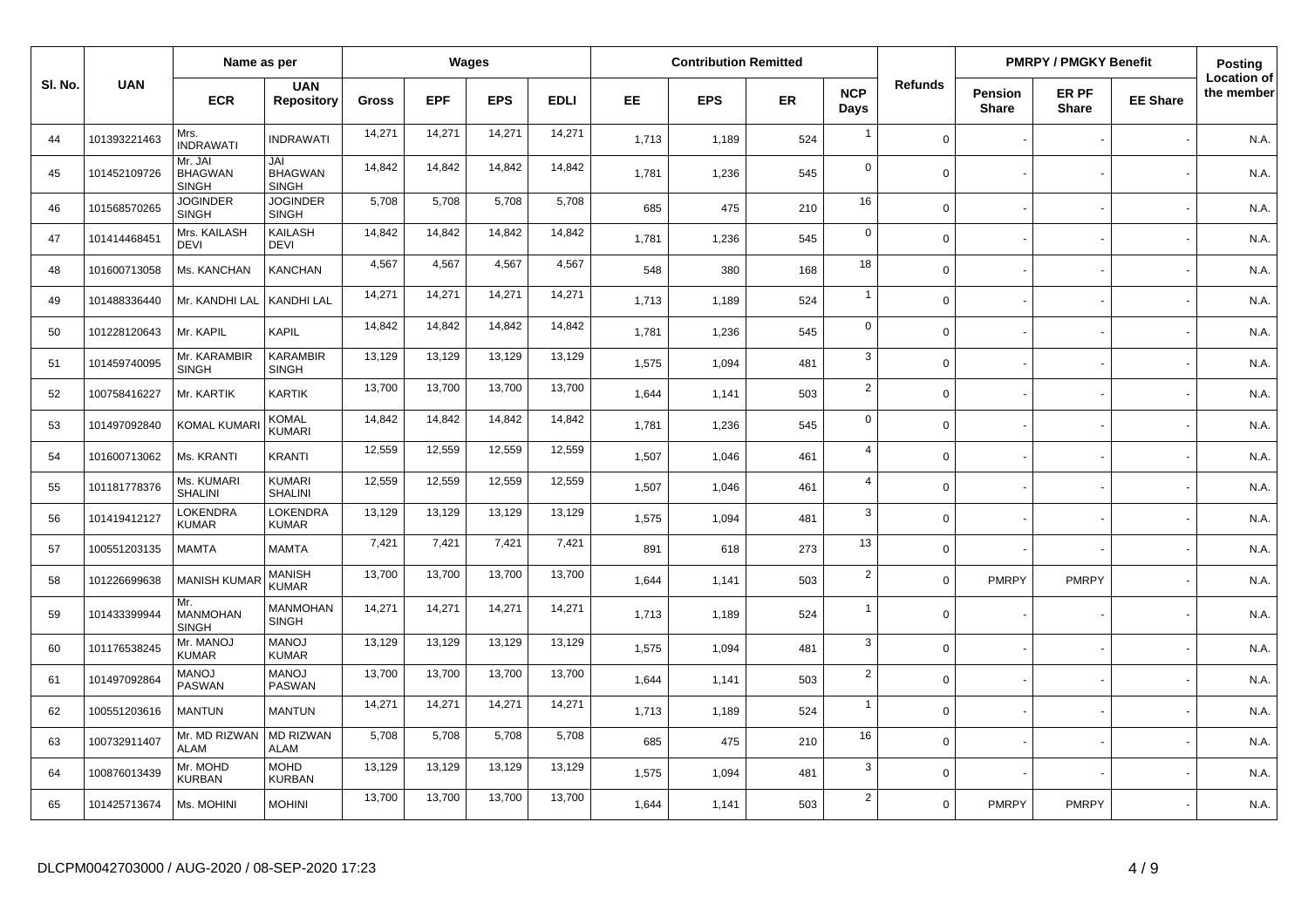| Sl. No. | UAN | Name as per | | Wages | | | | Contribution Remitted | | | | Refunds | PMRPY / PMGKY Benefit | | | Posting Location of the member |
|---|---|---|---|---|---|---|---|---|---|---|---|---|---|---|---|---|
| | | ECR | UAN Repository | Gross | EPF | EPS | EDLI | EE | EPS | ER | NCP Days | | Pension Share | ER PF Share | EE Share | |
| 44 | 101393221463 | Mrs. INDRAWATI | INDRAWATI | 14,271 | 14,271 | 14,271 | 14,271 | 1,713 | 1,189 | 524 | 1 | 0 | - | - | - | N.A. |
| 45 | 101452109726 | Mr. JAI BHAGWAN SINGH | JAI BHAGWAN SINGH | 14,842 | 14,842 | 14,842 | 14,842 | 1,781 | 1,236 | 545 | 0 | 0 | - | - | - | N.A. |
| 46 | 101568570265 | JOGINDER SINGH | JOGINDER SINGH | 5,708 | 5,708 | 5,708 | 5,708 | 685 | 475 | 210 | 16 | 0 | - | - | - | N.A. |
| 47 | 101414468451 | Mrs. KAILASH DEVI | KAILASH DEVI | 14,842 | 14,842 | 14,842 | 14,842 | 1,781 | 1,236 | 545 | 0 | 0 | - | - | - | N.A. |
| 48 | 101600713058 | Ms. KANCHAN | KANCHAN | 4,567 | 4,567 | 4,567 | 4,567 | 548 | 380 | 168 | 18 | 0 | - | - | - | N.A. |
| 49 | 101488336440 | Mr. KANDHI LAL | KANDHI LAL | 14,271 | 14,271 | 14,271 | 14,271 | 1,713 | 1,189 | 524 | 1 | 0 | - | - | - | N.A. |
| 50 | 101228120643 | Mr. KAPIL | KAPIL | 14,842 | 14,842 | 14,842 | 14,842 | 1,781 | 1,236 | 545 | 0 | 0 | - | - | - | N.A. |
| 51 | 101459740095 | Mr. KARAMBIR SINGH | KARAMBIR SINGH | 13,129 | 13,129 | 13,129 | 13,129 | 1,575 | 1,094 | 481 | 3 | 0 | - | - | - | N.A. |
| 52 | 100758416227 | Mr. KARTIK | KARTIK | 13,700 | 13,700 | 13,700 | 13,700 | 1,644 | 1,141 | 503 | 2 | 0 | - | - | - | N.A. |
| 53 | 101497092840 | KOMAL KUMARI | KOMAL KUMARI | 14,842 | 14,842 | 14,842 | 14,842 | 1,781 | 1,236 | 545 | 0 | 0 | - | - | - | N.A. |
| 54 | 101600713062 | Ms. KRANTI | KRANTI | 12,559 | 12,559 | 12,559 | 12,559 | 1,507 | 1,046 | 461 | 4 | 0 | - | - | - | N.A. |
| 55 | 101181778376 | Ms. KUMARI SHALINI | KUMARI SHALINI | 12,559 | 12,559 | 12,559 | 12,559 | 1,507 | 1,046 | 461 | 4 | 0 | - | - | - | N.A. |
| 56 | 101419412127 | LOKENDRA KUMAR | LOKENDRA KUMAR | 13,129 | 13,129 | 13,129 | 13,129 | 1,575 | 1,094 | 481 | 3 | 0 | - | - | - | N.A. |
| 57 | 100551203135 | MAMTA | MAMTA | 7,421 | 7,421 | 7,421 | 7,421 | 891 | 618 | 273 | 13 | 0 | - | - | - | N.A. |
| 58 | 101226699638 | MANISH KUMAR | MANISH KUMAR | 13,700 | 13,700 | 13,700 | 13,700 | 1,644 | 1,141 | 503 | 2 | 0 | PMRPY | PMRPY | - | N.A. |
| 59 | 101433399944 | Mr. MANMOHAN SINGH | MANMOHAN SINGH | 14,271 | 14,271 | 14,271 | 14,271 | 1,713 | 1,189 | 524 | 1 | 0 | - | - | - | N.A. |
| 60 | 101176538245 | Mr. MANOJ KUMAR | MANOJ KUMAR | 13,129 | 13,129 | 13,129 | 13,129 | 1,575 | 1,094 | 481 | 3 | 0 | - | - | - | N.A. |
| 61 | 101497092864 | MANOJ PASWAN | MANOJ PASWAN | 13,700 | 13,700 | 13,700 | 13,700 | 1,644 | 1,141 | 503 | 2 | 0 | - | - | - | N.A. |
| 62 | 100551203616 | MANTUN | MANTUN | 14,271 | 14,271 | 14,271 | 14,271 | 1,713 | 1,189 | 524 | 1 | 0 | - | - | - | N.A. |
| 63 | 100732911407 | Mr. MD RIZWAN ALAM | MD RIZWAN ALAM | 5,708 | 5,708 | 5,708 | 5,708 | 685 | 475 | 210 | 16 | 0 | - | - | - | N.A. |
| 64 | 100876013439 | Mr. MOHD KURBAN | MOHD KURBAN | 13,129 | 13,129 | 13,129 | 13,129 | 1,575 | 1,094 | 481 | 3 | 0 | - | - | - | N.A. |
| 65 | 101425713674 | Ms. MOHINI | MOHINI | 13,700 | 13,700 | 13,700 | 13,700 | 1,644 | 1,141 | 503 | 2 | 0 | PMRPY | PMRPY | - | N.A. |

DLCPM0042703000 / AUG-2020 / 08-SEP-2020 17:23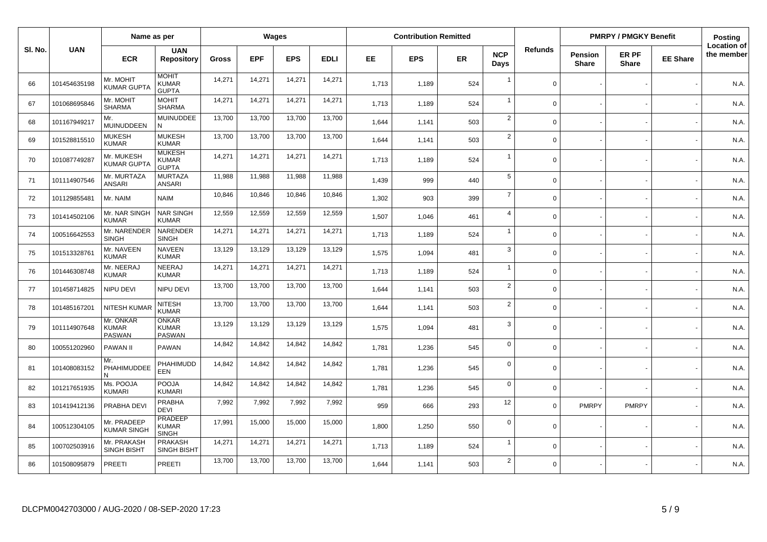| Sl. No. | UAN | Name as per | | Wages | | | | Contribution Remitted | | | | Refunds | PMRPY / PMGKY Benefit | | | Posting Location of the member |
|---|---|---|---|---|---|---|---|---|---|---|---|---|---|---|---|---|
| | | ECR | UAN Repository | Gross | EPF | EPS | EDLI | EE | EPS | ER | NCP Days | | Pension Share | ER PF Share | EE Share | |
| 66 | 101454635198 | Mr. MOHIT KUMAR GUPTA | MOHIT KUMAR GUPTA | 14,271 | 14,271 | 14,271 | 14,271 | 1,713 | 1,189 | 524 | 1 | 0 | - | - | - | N.A. |
| 67 | 101068695846 | Mr. MOHIT SHARMA | MOHIT SHARMA | 14,271 | 14,271 | 14,271 | 14,271 | 1,713 | 1,189 | 524 | 1 | 0 | - | - | - | N.A. |
| 68 | 101167949217 | Mr. MUINUDDEEN | MUINUDDEEN | 13,700 | 13,700 | 13,700 | 13,700 | 1,644 | 1,141 | 503 | 2 | 0 | - | - | - | N.A. |
| 69 | 101528815510 | MUKESH KUMAR | MUKESH KUMAR | 13,700 | 13,700 | 13,700 | 13,700 | 1,644 | 1,141 | 503 | 2 | 0 | - | - | - | N.A. |
| 70 | 101087749287 | Mr. MUKESH KUMAR GUPTA | MUKESH KUMAR GUPTA | 14,271 | 14,271 | 14,271 | 14,271 | 1,713 | 1,189 | 524 | 1 | 0 | - | - | - | N.A. |
| 71 | 101114907546 | Mr. MURTAZA ANSARI | MURTAZA ANSARI | 11,988 | 11,988 | 11,988 | 11,988 | 1,439 | 999 | 440 | 5 | 0 | - | - | - | N.A. |
| 72 | 101129855481 | Mr. NAIM | NAIM | 10,846 | 10,846 | 10,846 | 10,846 | 1,302 | 903 | 399 | 7 | 0 | - | - | - | N.A. |
| 73 | 101414502106 | Mr. NAR SINGH KUMAR | NAR SINGH KUMAR | 12,559 | 12,559 | 12,559 | 12,559 | 1,507 | 1,046 | 461 | 4 | 0 | - | - | - | N.A. |
| 74 | 100516642553 | Mr. NARENDER SINGH | NARENDER SINGH | 14,271 | 14,271 | 14,271 | 14,271 | 1,713 | 1,189 | 524 | 1 | 0 | - | - | - | N.A. |
| 75 | 101513328761 | Mr. NAVEEN KUMAR | NAVEEN KUMAR | 13,129 | 13,129 | 13,129 | 13,129 | 1,575 | 1,094 | 481 | 3 | 0 | - | - | - | N.A. |
| 76 | 101446308748 | Mr. NEERAJ KUMAR | NEERAJ KUMAR | 14,271 | 14,271 | 14,271 | 14,271 | 1,713 | 1,189 | 524 | 1 | 0 | - | - | - | N.A. |
| 77 | 101458714825 | NIPU DEVI | NIPU DEVI | 13,700 | 13,700 | 13,700 | 13,700 | 1,644 | 1,141 | 503 | 2 | 0 | - | - | - | N.A. |
| 78 | 101485167201 | NITESH KUMAR | NITESH KUMAR | 13,700 | 13,700 | 13,700 | 13,700 | 1,644 | 1,141 | 503 | 2 | 0 | - | - | - | N.A. |
| 79 | 101114907648 | Mr. ONKAR KUMAR PASWAN | ONKAR KUMAR PASWAN | 13,129 | 13,129 | 13,129 | 13,129 | 1,575 | 1,094 | 481 | 3 | 0 | - | - | - | N.A. |
| 80 | 100551202960 | PAWAN II | PAWAN | 14,842 | 14,842 | 14,842 | 14,842 | 1,781 | 1,236 | 545 | 0 | 0 | - | - | - | N.A. |
| 81 | 101408083152 | Mr. PHAHIMUDDEEN | PHAHIMUDDEEN | 14,842 | 14,842 | 14,842 | 14,842 | 1,781 | 1,236 | 545 | 0 | 0 | - | - | - | N.A. |
| 82 | 101217651935 | Ms. POOJA KUMARI | POOJA KUMARI | 14,842 | 14,842 | 14,842 | 14,842 | 1,781 | 1,236 | 545 | 0 | 0 | - | - | - | N.A. |
| 83 | 101419412136 | PRABHA DEVI | PRABHA DEVI | 7,992 | 7,992 | 7,992 | 7,992 | 959 | 666 | 293 | 12 | 0 | PMRPY | PMRPY | - | N.A. |
| 84 | 100512304105 | Mr. PRADEEP KUMAR SINGH | PRADEEP KUMAR SINGH | 17,991 | 15,000 | 15,000 | 15,000 | 1,800 | 1,250 | 550 | 0 | 0 | - | - | - | N.A. |
| 85 | 100702503916 | Mr. PRAKASH SINGH BISHT | PRAKASH SINGH BISHT | 14,271 | 14,271 | 14,271 | 14,271 | 1,713 | 1,189 | 524 | 1 | 0 | - | - | - | N.A. |
| 86 | 101508095879 | PREETI | PREETI | 13,700 | 13,700 | 13,700 | 13,700 | 1,644 | 1,141 | 503 | 2 | 0 | - | - | - | N.A. |

DLCPM0042703000 / AUG-2020 / 08-SEP-2020 17:23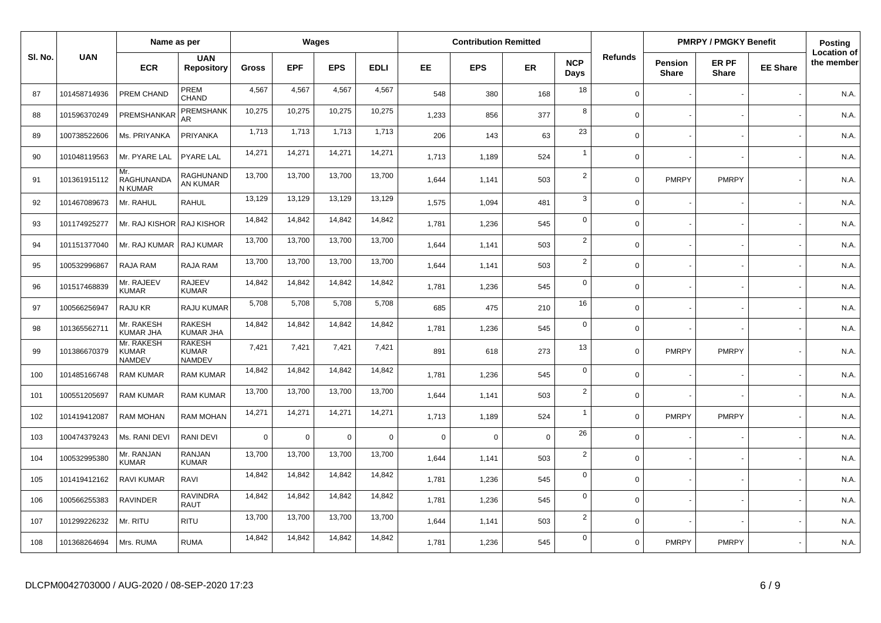| Sl. No. | UAN | Name as per | | Wages | | | | Contribution Remitted | | | | Refunds | PMRPY / PMGKY Benefit | | | Posting Location of the member |
|---|---|---|---|---|---|---|---|---|---|---|---|---|---|---|---|---|
| | | ECR | UAN Repository | Gross | EPF | EPS | EDLI | EE | EPS | ER | NCP Days | | Pension Share | ER PF Share | EE Share | |
| 87 | 101458714936 | PREM CHAND | PREM CHAND | 4,567 | 4,567 | 4,567 | 4,567 | 548 | 380 | 168 | 18 | 0 | - | - | - | N.A. |
| 88 | 101596370249 | PREMSHANKAR | PREMSHANKAR | 10,275 | 10,275 | 10,275 | 10,275 | 1,233 | 856 | 377 | 8 | 0 | - | - | - | N.A. |
| 89 | 100738522606 | Ms. PRIYANKA | PRIYANKA | 1,713 | 1,713 | 1,713 | 1,713 | 206 | 143 | 63 | 23 | 0 | - | - | - | N.A. |
| 90 | 101048119563 | Mr. PYARE LAL | PYARE LAL | 14,271 | 14,271 | 14,271 | 14,271 | 1,713 | 1,189 | 524 | 1 | 0 | - | - | - | N.A. |
| 91 | 101361915112 | Mr. RAGHUNANDAN KUMAR | RAGHUNANDAN KUMAR | 13,700 | 13,700 | 13,700 | 13,700 | 1,644 | 1,141 | 503 | 2 | 0 | PMRPY | PMRPY | - | N.A. |
| 92 | 101467089673 | Mr. RAHUL | RAHUL | 13,129 | 13,129 | 13,129 | 13,129 | 1,575 | 1,094 | 481 | 3 | 0 | - | - | - | N.A. |
| 93 | 101174925277 | Mr. RAJ KISHOR | RAJ KISHOR | 14,842 | 14,842 | 14,842 | 14,842 | 1,781 | 1,236 | 545 | 0 | 0 | - | - | - | N.A. |
| 94 | 101151377040 | Mr. RAJ KUMAR | RAJ KUMAR | 13,700 | 13,700 | 13,700 | 13,700 | 1,644 | 1,141 | 503 | 2 | 0 | - | - | - | N.A. |
| 95 | 100532996867 | RAJA RAM | RAJA RAM | 13,700 | 13,700 | 13,700 | 13,700 | 1,644 | 1,141 | 503 | 2 | 0 | - | - | - | N.A. |
| 96 | 101517468839 | Mr. RAJEEV KUMAR | RAJEEV KUMAR | 14,842 | 14,842 | 14,842 | 14,842 | 1,781 | 1,236 | 545 | 0 | 0 | - | - | - | N.A. |
| 97 | 100566256947 | RAJU KR | RAJU KUMAR | 5,708 | 5,708 | 5,708 | 5,708 | 685 | 475 | 210 | 16 | 0 | - | - | - | N.A. |
| 98 | 101365562711 | Mr. RAKESH KUMAR JHA | RAKESH KUMAR JHA | 14,842 | 14,842 | 14,842 | 14,842 | 1,781 | 1,236 | 545 | 0 | 0 | - | - | - | N.A. |
| 99 | 101386670379 | Mr. RAKESH KUMAR NAMDEV | RAKESH KUMAR NAMDEV | 7,421 | 7,421 | 7,421 | 7,421 | 891 | 618 | 273 | 13 | 0 | PMRPY | PMRPY | - | N.A. |
| 100 | 101485166748 | RAM KUMAR | RAM KUMAR | 14,842 | 14,842 | 14,842 | 14,842 | 1,781 | 1,236 | 545 | 0 | 0 | - | - | - | N.A. |
| 101 | 100551205697 | RAM KUMAR | RAM KUMAR | 13,700 | 13,700 | 13,700 | 13,700 | 1,644 | 1,141 | 503 | 2 | 0 | - | - | - | N.A. |
| 102 | 101419412087 | RAM MOHAN | RAM MOHAN | 14,271 | 14,271 | 14,271 | 14,271 | 1,713 | 1,189 | 524 | 1 | 0 | PMRPY | PMRPY | - | N.A. |
| 103 | 100474379243 | Ms. RANI DEVI | RANI DEVI | 0 | 0 | 0 | 0 | 0 | 0 | 0 | 26 | 0 | - | - | - | N.A. |
| 104 | 100532995380 | Mr. RANJAN KUMAR | RANJAN KUMAR | 13,700 | 13,700 | 13,700 | 13,700 | 1,644 | 1,141 | 503 | 2 | 0 | - | - | - | N.A. |
| 105 | 101419412162 | RAVI KUMAR | RAVI | 14,842 | 14,842 | 14,842 | 14,842 | 1,781 | 1,236 | 545 | 0 | 0 | - | - | - | N.A. |
| 106 | 100566255383 | RAVINDER | RAVINDRA RAUT | 14,842 | 14,842 | 14,842 | 14,842 | 1,781 | 1,236 | 545 | 0 | 0 | - | - | - | N.A. |
| 107 | 101299226232 | Mr. RITU | RITU | 13,700 | 13,700 | 13,700 | 13,700 | 1,644 | 1,141 | 503 | 2 | 0 | - | - | - | N.A. |
| 108 | 101368264694 | Mrs. RUMA | RUMA | 14,842 | 14,842 | 14,842 | 14,842 | 1,781 | 1,236 | 545 | 0 | 0 | PMRPY | PMRPY | - | N.A. |

DLCPM0042703000 / AUG-2020 / 08-SEP-2020 17:23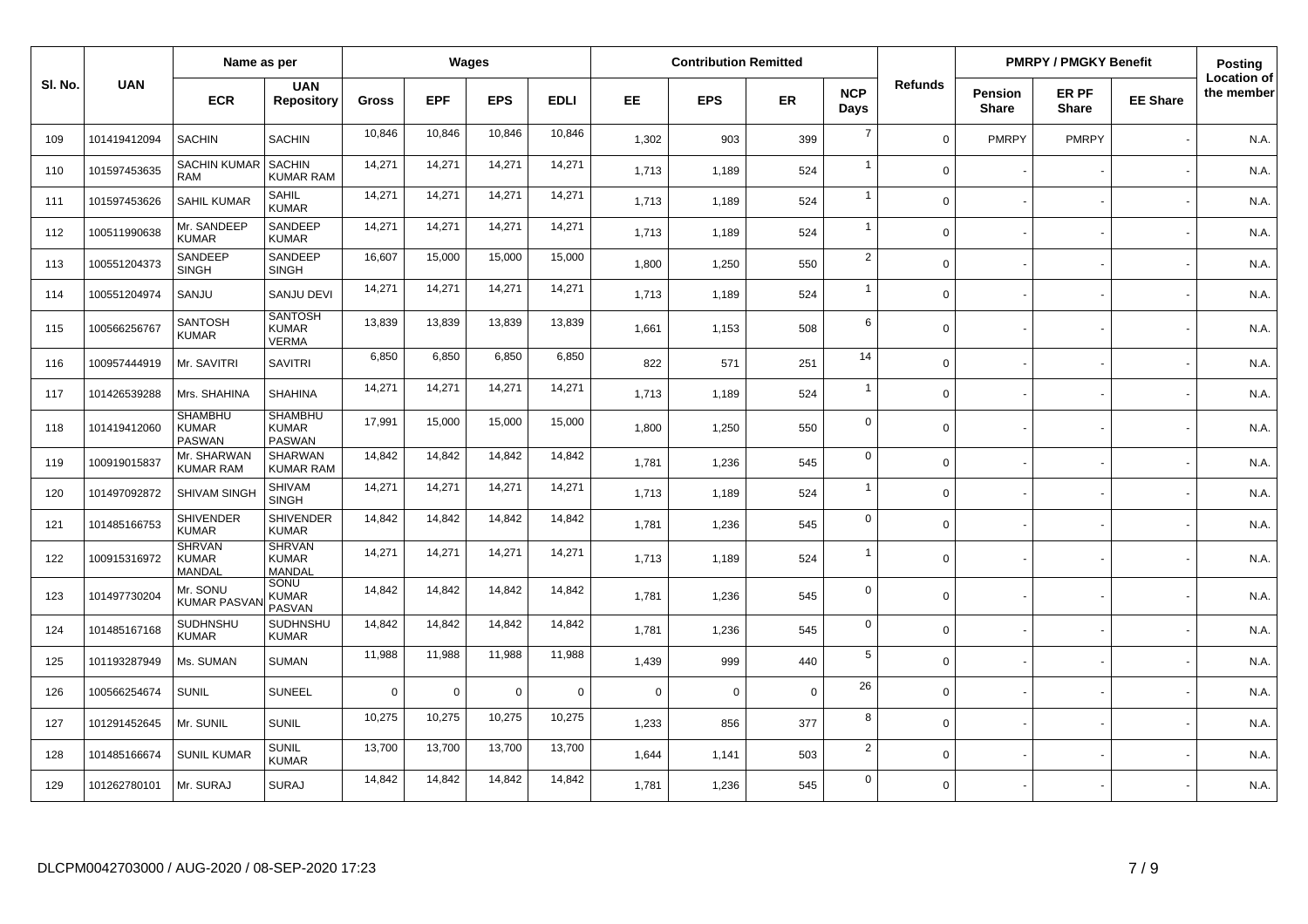| Sl. No. | UAN | Name as per | | Wages | | | | Contribution Remitted | | | | Refunds | PMRPY / PMGKY Benefit | | | Posting Location of the member |
|---|---|---|---|---|---|---|---|---|---|---|---|---|---|---|---|---|
| | | ECR | UAN Repository | Gross | EPF | EPS | EDLI | EE | EPS | ER | NCP Days | | Pension Share | ER PF Share | EE Share | |
| 109 | 101419412094 | SACHIN | SACHIN | 10,846 | 10,846 | 10,846 | 10,846 | 1,302 | 903 | 399 | 7 | 0 | PMRPY | PMRPY | - | N.A. |
| 110 | 101597453635 | SACHIN KUMAR RAM | SACHIN KUMAR RAM | 14,271 | 14,271 | 14,271 | 14,271 | 1,713 | 1,189 | 524 | 1 | 0 | - | - | - | N.A. |
| 111 | 101597453626 | SAHIL KUMAR | SAHIL KUMAR | 14,271 | 14,271 | 14,271 | 14,271 | 1,713 | 1,189 | 524 | 1 | 0 | - | - | - | N.A. |
| 112 | 100511990638 | Mr. SANDEEP KUMAR | SANDEEP KUMAR | 14,271 | 14,271 | 14,271 | 14,271 | 1,713 | 1,189 | 524 | 1 | 0 | - | - | - | N.A. |
| 113 | 100551204373 | SANDEEP SINGH | SANDEEP SINGH | 16,607 | 15,000 | 15,000 | 15,000 | 1,800 | 1,250 | 550 | 2 | 0 | - | - | - | N.A. |
| 114 | 100551204974 | SANJU | SANJU DEVI | 14,271 | 14,271 | 14,271 | 14,271 | 1,713 | 1,189 | 524 | 1 | 0 | - | - | - | N.A. |
| 115 | 100566256767 | SANTOSH KUMAR | SANTOSH KUMAR VERMA | 13,839 | 13,839 | 13,839 | 13,839 | 1,661 | 1,153 | 508 | 6 | 0 | - | - | - | N.A. |
| 116 | 100957444919 | Mr. SAVITRI | SAVITRI | 6,850 | 6,850 | 6,850 | 6,850 | 822 | 571 | 251 | 14 | 0 | - | - | - | N.A. |
| 117 | 101426539288 | Mrs. SHAHINA | SHAHINA | 14,271 | 14,271 | 14,271 | 14,271 | 1,713 | 1,189 | 524 | 1 | 0 | - | - | - | N.A. |
| 118 | 101419412060 | SHAMBHU KUMAR PASWAN | SHAMBHU KUMAR PASWAN | 17,991 | 15,000 | 15,000 | 15,000 | 1,800 | 1,250 | 550 | 0 | 0 | - | - | - | N.A. |
| 119 | 100919015837 | Mr. SHARWAN KUMAR RAM | SHARWAN KUMAR RAM | 14,842 | 14,842 | 14,842 | 14,842 | 1,781 | 1,236 | 545 | 0 | 0 | - | - | - | N.A. |
| 120 | 101497092872 | SHIVAM SINGH | SHIVAM SINGH | 14,271 | 14,271 | 14,271 | 14,271 | 1,713 | 1,189 | 524 | 1 | 0 | - | - | - | N.A. |
| 121 | 101485166753 | SHIVENDER KUMAR | SHIVENDER KUMAR | 14,842 | 14,842 | 14,842 | 14,842 | 1,781 | 1,236 | 545 | 0 | 0 | - | - | - | N.A. |
| 122 | 100915316972 | SHRVAN KUMAR MANDAL | SHRVAN KUMAR MANDAL | 14,271 | 14,271 | 14,271 | 14,271 | 1,713 | 1,189 | 524 | 1 | 0 | - | - | - | N.A. |
| 123 | 101497730204 | Mr. SONU KUMAR PASVAN | SONU KUMAR PASVAN | 14,842 | 14,842 | 14,842 | 14,842 | 1,781 | 1,236 | 545 | 0 | 0 | - | - | - | N.A. |
| 124 | 101485167168 | SUDHNSHU KUMAR | SUDHNSHU KUMAR | 14,842 | 14,842 | 14,842 | 14,842 | 1,781 | 1,236 | 545 | 0 | 0 | - | - | - | N.A. |
| 125 | 101193287949 | Ms. SUMAN | SUMAN | 11,988 | 11,988 | 11,988 | 11,988 | 1,439 | 999 | 440 | 5 | 0 | - | - | - | N.A. |
| 126 | 100566254674 | SUNIL | SUNEEL | 0 | 0 | 0 | 0 | 0 | 0 | 0 | 26 | 0 | - | - | - | N.A. |
| 127 | 101291452645 | Mr. SUNIL | SUNIL | 10,275 | 10,275 | 10,275 | 10,275 | 1,233 | 856 | 377 | 8 | 0 | - | - | - | N.A. |
| 128 | 101485166674 | SUNIL KUMAR | SUNIL KUMAR | 13,700 | 13,700 | 13,700 | 13,700 | 1,644 | 1,141 | 503 | 2 | 0 | - | - | - | N.A. |
| 129 | 101262780101 | Mr. SURAJ | SURAJ | 14,842 | 14,842 | 14,842 | 14,842 | 1,781 | 1,236 | 545 | 0 | 0 | - | - | - | N.A. |

DLCPM0042703000 / AUG-2020 / 08-SEP-2020 17:23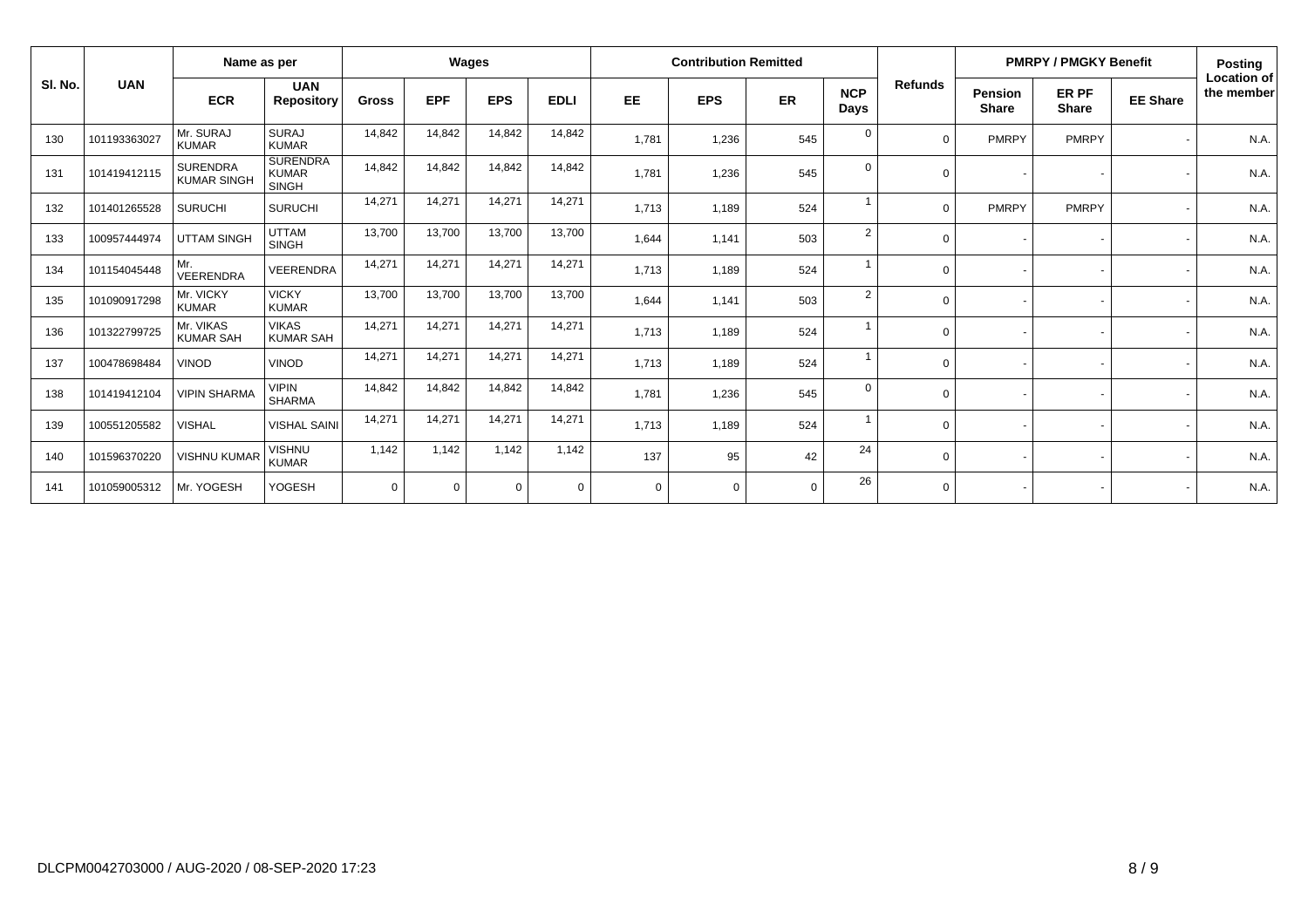| Sl. No. | UAN | Name as per | | Wages | | | | Contribution Remitted | | | | Refunds | PMRPY / PMGKY Benefit | | | Posting Location of the member |
|---|---|---|---|---|---|---|---|---|---|---|---|---|---|---|---|---|
| | | ECR | UAN Repository | Gross | EPF | EPS | EDLI | EE | EPS | ER | NCP Days | | Pension Share | ER PF Share | EE Share | |
| 130 | 101193363027 | Mr. SURAJ KUMAR | SURAJ KUMAR | 14,842 | 14,842 | 14,842 | 14,842 | 1,781 | 1,236 | 545 | 0 | 0 | PMRPY | PMRPY | - | N.A. |
| 131 | 101419412115 | SURENDRA KUMAR SINGH | SURENDRA KUMAR SINGH | 14,842 | 14,842 | 14,842 | 14,842 | 1,781 | 1,236 | 545 | 0 | 0 | - | - | - | N.A. |
| 132 | 101401265528 | SURUCHI | SURUCHI | 14,271 | 14,271 | 14,271 | 14,271 | 1,713 | 1,189 | 524 | 1 | 0 | PMRPY | PMRPY | - | N.A. |
| 133 | 100957444974 | UTTAM SINGH | UTTAM SINGH | 13,700 | 13,700 | 13,700 | 13,700 | 1,644 | 1,141 | 503 | 2 | 0 | - | - | - | N.A. |
| 134 | 101154045448 | Mr. VEERENDRA | VEERENDRA | 14,271 | 14,271 | 14,271 | 14,271 | 1,713 | 1,189 | 524 | 1 | 0 | - | - | - | N.A. |
| 135 | 101090917298 | Mr. VICKY KUMAR | VICKY KUMAR | 13,700 | 13,700 | 13,700 | 13,700 | 1,644 | 1,141 | 503 | 2 | 0 | - | - | - | N.A. |
| 136 | 101322799725 | Mr. VIKAS KUMAR SAH | VIKAS KUMAR SAH | 14,271 | 14,271 | 14,271 | 14,271 | 1,713 | 1,189 | 524 | 1 | 0 | - | - | - | N.A. |
| 137 | 100478698484 | VINOD | VINOD | 14,271 | 14,271 | 14,271 | 14,271 | 1,713 | 1,189 | 524 | 1 | 0 | - | - | - | N.A. |
| 138 | 101419412104 | VIPIN SHARMA | VIPIN SHARMA | 14,842 | 14,842 | 14,842 | 14,842 | 1,781 | 1,236 | 545 | 0 | 0 | - | - | - | N.A. |
| 139 | 100551205582 | VISHAL | VISHAL SAINI | 14,271 | 14,271 | 14,271 | 14,271 | 1,713 | 1,189 | 524 | 1 | 0 | - | - | - | N.A. |
| 140 | 101596370220 | VISHNU KUMAR | VISHNU KUMAR | 1,142 | 1,142 | 1,142 | 1,142 | 137 | 95 | 42 | 24 | 0 | - | - | - | N.A. |
| 141 | 101059005312 | Mr. YOGESH | YOGESH | 0 | 0 | 0 | 0 | 0 | 0 | 0 | 26 | 0 | - | - | - | N.A. |

DLCPM0042703000 / AUG-2020 / 08-SEP-2020 17:23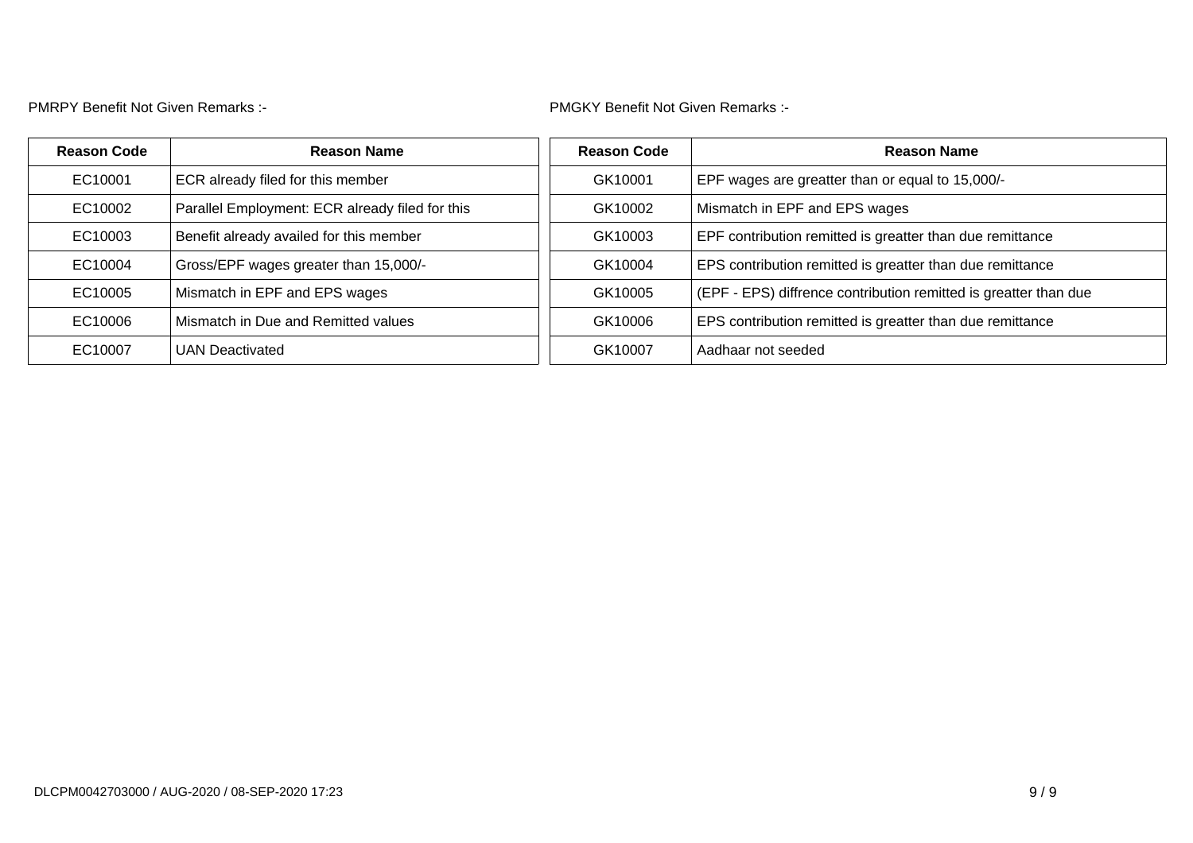PMRPY Benefit Not Given Remarks :-

| Reason Code | Reason Name |
| --- | --- |
| EC10001 | ECR already filed for this member |
| EC10002 | Parallel Employment: ECR already filed for this |
| EC10003 | Benefit already availed for this member |
| EC10004 | Gross/EPF wages greater than 15,000/- |
| EC10005 | Mismatch in EPF and EPS wages |
| EC10006 | Mismatch in Due and Remitted values |
| EC10007 | UAN Deactivated |

PMGKY Benefit Not Given Remarks :-

| Reason Code | Reason Name |
| --- | --- |
| GK10001 | EPF wages are greatter than or equal to 15,000/- |
| GK10002 | Mismatch in EPF and EPS wages |
| GK10003 | EPF contribution remitted is greatter than due remittance |
| GK10004 | EPS contribution remitted is greatter than due remittance |
| GK10005 | (EPF - EPS) diffrence contribution remitted is greatter than due |
| GK10006 | EPS contribution remitted is greatter than due remittance |
| GK10007 | Aadhaar not seeded |